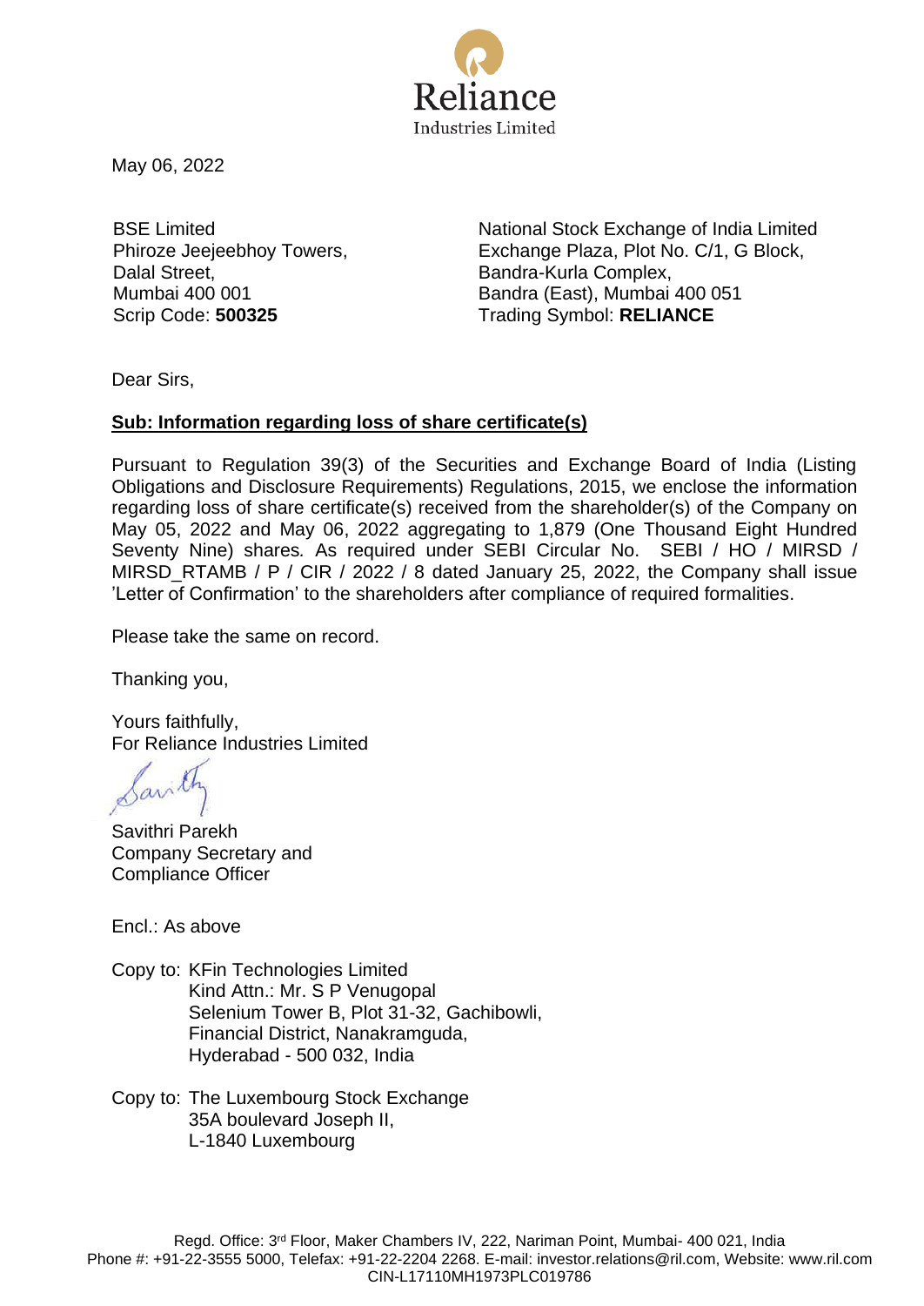Reliance Industries Limited

May 06, 2022

| | |
|---|---|
| BSE Limited<br>Phiroze Jeejeebhoy Towers,<br>Dalal Street,<br>Mumbai 400 001<br>Scrip Code: **500325** | National Stock Exchange of India Limited<br>Exchange Plaza, Plot No. C/1, G Block,<br>Bandra-Kurla Complex,<br>Bandra (East), Mumbai 400 051<br>Trading Symbol: **RELIANCE** |

Dear Sirs,

**Sub: Information regarding loss of share certificate(s)**

Pursuant to Regulation 39(3) of the Securities and Exchange Board of India (Listing Obligations and Disclosure Requirements) Regulations, 2015, we enclose the information regarding loss of share certificate(s) received from the shareholder(s) of the Company on May 05, 2022 and May 06, 2022 aggregating to 1,879 (One Thousand Eight Hundred Seventy Nine) shares. As required under SEBI Circular No. SEBI / HO / MIRSD / MIRSD_RTAMB / P / CIR / 2022 / 8 dated January 25, 2022, the Company shall issue 'Letter of Confirmation' to the shareholders after compliance of required formalities.

Please take the same on record.

Thanking you,

Yours faithfully,
For Reliance Industries Limited

Savithri Parekh
Company Secretary and
Compliance Officer

Encl.: As above

Copy to: KFin Technologies Limited
Kind Attn.: Mr. S P Venugopal
Selenium Tower B, Plot 31-32, Gachibowli,
Financial District, Nanakramguda,
Hyderabad - 500 032, India

Copy to: The Luxembourg Stock Exchange
35A boulevard Joseph II,
L-1840 Luxembourg

Regd. Office: 3rd Floor, Maker Chambers IV, 222, Nariman Point, Mumbai- 400 021, India
Phone #: +91-22-3555 5000, Telefax: +91-22-2204 2268. E-mail: investor.relations@ril.com, Website: www.ril.com
CIN-L17110MH1973PLC019786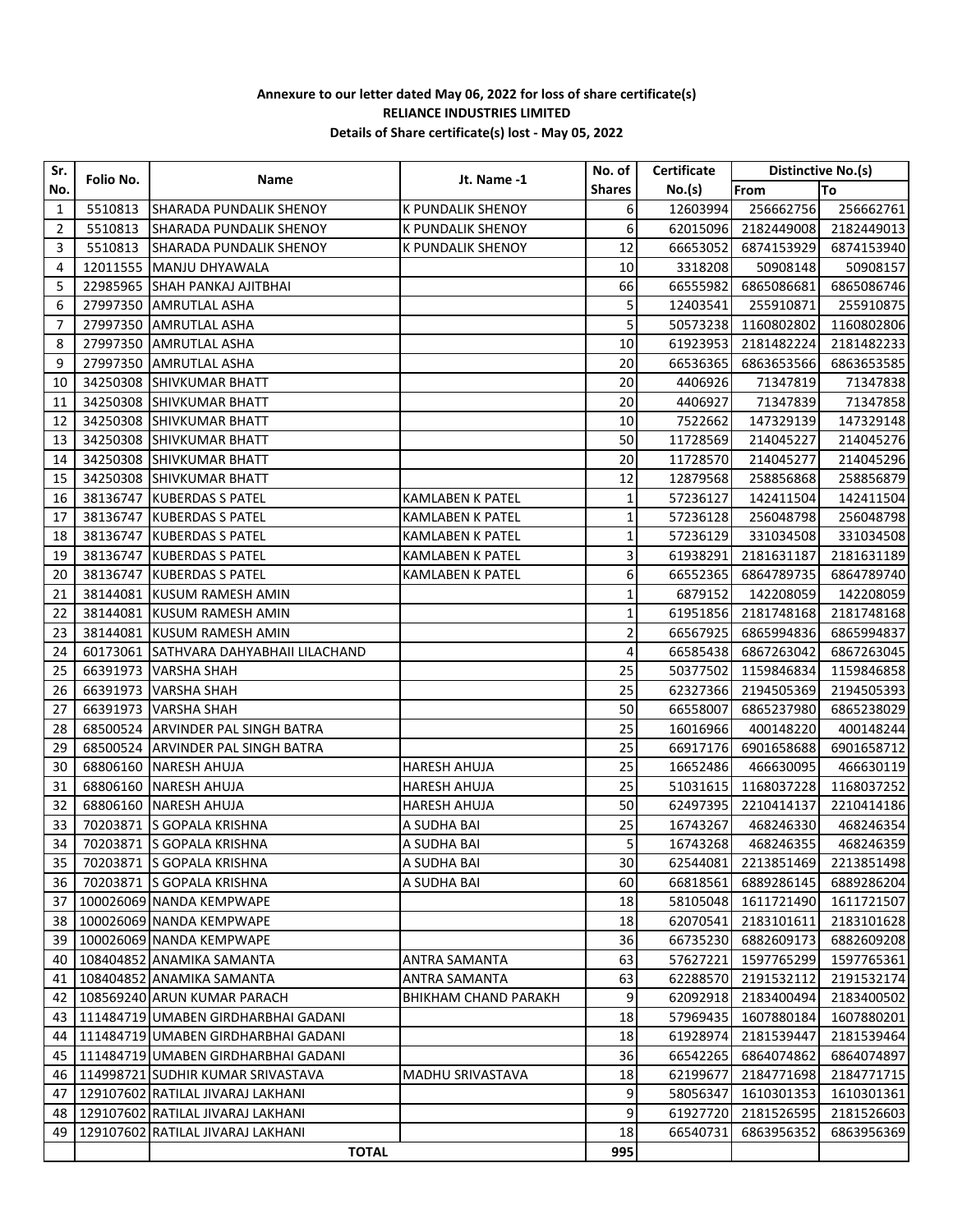**Annexure to our letter dated May 06, 2022 for loss of share certificate(s)**
**RELIANCE INDUSTRIES LIMITED**
**Details of Share certificate(s) lost - May 05, 2022**

| Sr. No. | Folio No. | Name | Jt. Name -1 | No. of Shares | Certificate No.(s) | Distinctive No.(s) | |
|---|---|---|---|---|---|---|---|
| | | | | | | From | To |
| 1 | 5510813 | SHARADA PUNDALIK SHENOY | K PUNDALIK SHENOY | 6 | 12603994 | 256662756 | 256662761 |
| 2 | 5510813 | SHARADA PUNDALIK SHENOY | K PUNDALIK SHENOY | 6 | 62015096 | 2182449008 | 2182449013 |
| 3 | 5510813 | SHARADA PUNDALIK SHENOY | K PUNDALIK SHENOY | 12 | 66653052 | 6874153929 | 6874153940 |
| 4 | 12011555 | MANJU DHYAWALA | | 10 | 3318208 | 50908148 | 50908157 |
| 5 | 22985965 | SHAH PANKAJ AJITBHAI | | 66 | 66555982 | 6865086681 | 6865086746 |
| 6 | 27997350 | AMRUTLAL ASHA | | 5 | 12403541 | 255910871 | 255910875 |
| 7 | 27997350 | AMRUTLAL ASHA | | 5 | 50573238 | 1160802802 | 1160802806 |
| 8 | 27997350 | AMRUTLAL ASHA | | 10 | 61923953 | 2181482224 | 2181482233 |
| 9 | 27997350 | AMRUTLAL ASHA | | 20 | 66536365 | 6863653566 | 6863653585 |
| 10 | 34250308 | SHIVKUMAR BHATT | | 20 | 4406926 | 71347819 | 71347838 |
| 11 | 34250308 | SHIVKUMAR BHATT | | 20 | 4406927 | 71347839 | 71347858 |
| 12 | 34250308 | SHIVKUMAR BHATT | | 10 | 7522662 | 147329139 | 147329148 |
| 13 | 34250308 | SHIVKUMAR BHATT | | 50 | 11728569 | 214045227 | 214045276 |
| 14 | 34250308 | SHIVKUMAR BHATT | | 20 | 11728570 | 214045277 | 214045296 |
| 15 | 34250308 | SHIVKUMAR BHATT | | 12 | 12879568 | 258856868 | 258856879 |
| 16 | 38136747 | KUBERDAS S PATEL | KAMLABEN K PATEL | 1 | 57236127 | 142411504 | 142411504 |
| 17 | 38136747 | KUBERDAS S PATEL | KAMLABEN K PATEL | 1 | 57236128 | 256048798 | 256048798 |
| 18 | 38136747 | KUBERDAS S PATEL | KAMLABEN K PATEL | 1 | 57236129 | 331034508 | 331034508 |
| 19 | 38136747 | KUBERDAS S PATEL | KAMLABEN K PATEL | 3 | 61938291 | 2181631187 | 2181631189 |
| 20 | 38136747 | KUBERDAS S PATEL | KAMLABEN K PATEL | 6 | 66552365 | 6864789735 | 6864789740 |
| 21 | 38144081 | KUSUM RAMESH AMIN | | 1 | 6879152 | 142208059 | 142208059 |
| 22 | 38144081 | KUSUM RAMESH AMIN | | 1 | 61951856 | 2181748168 | 2181748168 |
| 23 | 38144081 | KUSUM RAMESH AMIN | | 2 | 66567925 | 6865994836 | 6865994837 |
| 24 | 60173061 | SATHVARA DAHYABHAII LILACHAND | | 4 | 66585438 | 6867263042 | 6867263045 |
| 25 | 66391973 | VARSHA SHAH | | 25 | 50377502 | 1159846834 | 1159846858 |
| 26 | 66391973 | VARSHA SHAH | | 25 | 62327366 | 2194505369 | 2194505393 |
| 27 | 66391973 | VARSHA SHAH | | 50 | 66558007 | 6865237980 | 6865238029 |
| 28 | 68500524 | ARVINDER PAL SINGH BATRA | | 25 | 16016966 | 400148220 | 400148244 |
| 29 | 68500524 | ARVINDER PAL SINGH BATRA | | 25 | 66917176 | 6901658688 | 6901658712 |
| 30 | 68806160 | NARESH AHUJA | HARESH AHUJA | 25 | 16652486 | 466630095 | 466630119 |
| 31 | 68806160 | NARESH AHUJA | HARESH AHUJA | 25 | 51031615 | 1168037228 | 1168037252 |
| 32 | 68806160 | NARESH AHUJA | HARESH AHUJA | 50 | 62497395 | 2210414137 | 2210414186 |
| 33 | 70203871 | S GOPALA KRISHNA | A SUDHA BAI | 25 | 16743267 | 468246330 | 468246354 |
| 34 | 70203871 | S GOPALA KRISHNA | A SUDHA BAI | 5 | 16743268 | 468246355 | 468246359 |
| 35 | 70203871 | S GOPALA KRISHNA | A SUDHA BAI | 30 | 62544081 | 2213851469 | 2213851498 |
| 36 | 70203871 | S GOPALA KRISHNA | A SUDHA BAI | 60 | 66818561 | 6889286145 | 6889286204 |
| 37 | 100026069 | NANDA KEMPWAPE | | 18 | 58105048 | 1611721490 | 1611721507 |
| 38 | 100026069 | NANDA KEMPWAPE | | 18 | 62070541 | 2183101611 | 2183101628 |
| 39 | 100026069 | NANDA KEMPWAPE | | 36 | 66735230 | 6882609173 | 6882609208 |
| 40 | 108404852 | ANAMIKA SAMANTA | ANTRA SAMANTA | 63 | 57627221 | 1597765299 | 1597765361 |
| 41 | 108404852 | ANAMIKA SAMANTA | ANTRA SAMANTA | 63 | 62288570 | 2191532112 | 2191532174 |
| 42 | 108569240 | ARUN KUMAR PARACH | BHIKHAM CHAND PARAKH | 9 | 62092918 | 2183400494 | 2183400502 |
| 43 | 111484719 | UMABEN GIRDHARBHAI GADANI | | 18 | 57969435 | 1607880184 | 1607880201 |
| 44 | 111484719 | UMABEN GIRDHARBHAI GADANI | | 18 | 61928974 | 2181539447 | 2181539464 |
| 45 | 111484719 | UMABEN GIRDHARBHAI GADANI | | 36 | 66542265 | 6864074862 | 6864074897 |
| 46 | 114998721 | SUDHIR KUMAR SRIVASTAVA | MADHU SRIVASTAVA | 18 | 62199677 | 2184771698 | 2184771715 |
| 47 | 129107602 | RATILAL JIVARAJ LAKHANI | | 9 | 58056347 | 1610301353 | 1610301361 |
| 48 | 129107602 | RATILAL JIVARAJ LAKHANI | | 9 | 61927720 | 2181526595 | 2181526603 |
| 49 | 129107602 | RATILAL JIVARAJ LAKHANI | | 18 | 66540731 | 6863956352 | 6863956369 |
| | | **TOTAL** | | **995** | | | |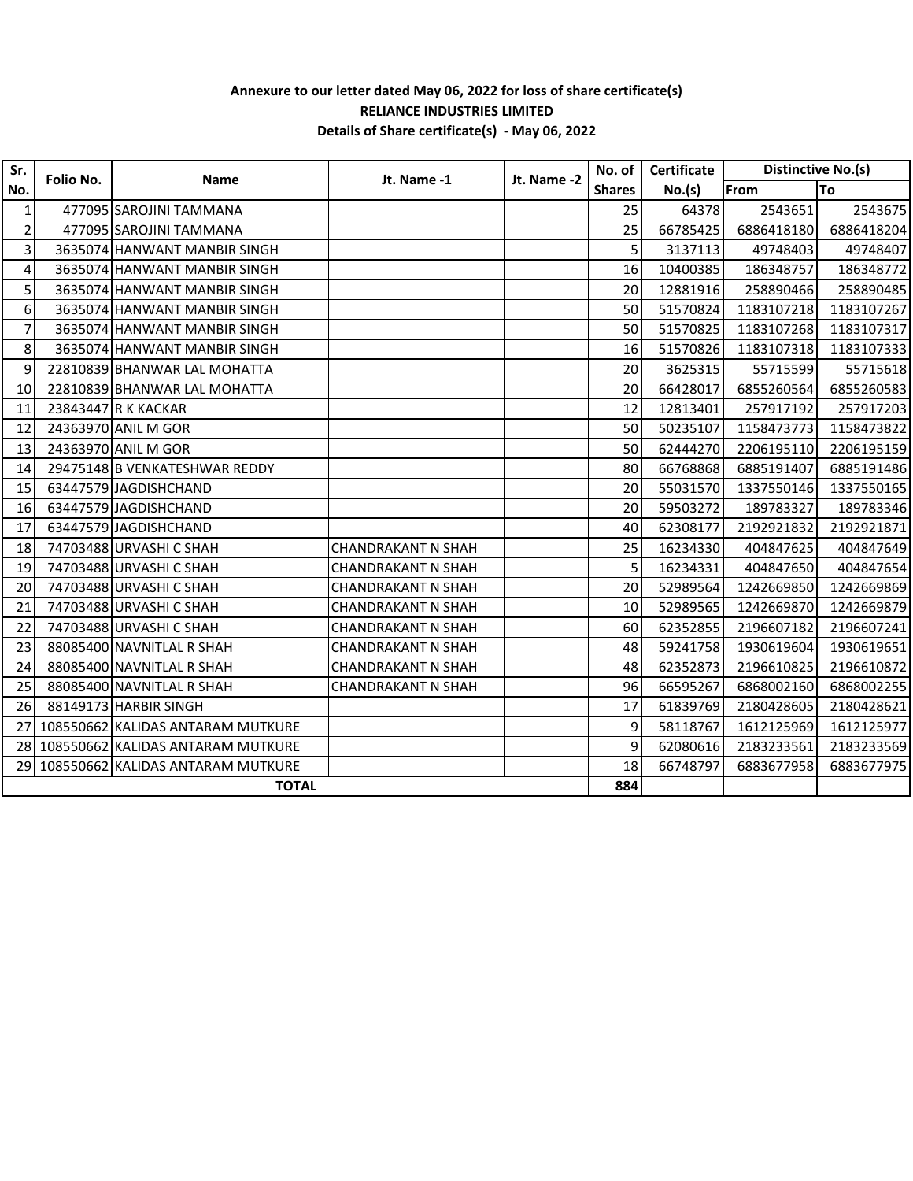**Annexure to our letter dated May 06, 2022 for loss of share certificate(s)**

**RELIANCE INDUSTRIES LIMITED**

**Details of Share certificate(s) - May 06, 2022**

| Sr. No. | Folio No. | Name | Jt. Name -1 | Jt. Name -2 | No. of Shares | Certificate No.(s) | Distinctive No.(s) From | Distinctive No.(s) To |
|---|---|---|---|---|---|---|---|---|
| 1 | 477095 | SAROJINI TAMMANA | | | 25 | 64378 | 2543651 | 2543675 |
| 2 | 477095 | SAROJINI TAMMANA | | | 25 | 66785425 | 6886418180 | 6886418204 |
| 3 | 3635074 | HANWANT MANBIR SINGH | | | 5 | 3137113 | 49748403 | 49748407 |
| 4 | 3635074 | HANWANT MANBIR SINGH | | | 16 | 10400385 | 186348757 | 186348772 |
| 5 | 3635074 | HANWANT MANBIR SINGH | | | 20 | 12881916 | 258890466 | 258890485 |
| 6 | 3635074 | HANWANT MANBIR SINGH | | | 50 | 51570824 | 1183107218 | 1183107267 |
| 7 | 3635074 | HANWANT MANBIR SINGH | | | 50 | 51570825 | 1183107268 | 1183107317 |
| 8 | 3635074 | HANWANT MANBIR SINGH | | | 16 | 51570826 | 1183107318 | 1183107333 |
| 9 | 22810839 | BHANWAR LAL MOHATTA | | | 20 | 3625315 | 55715599 | 55715618 |
| 10 | 22810839 | BHANWAR LAL MOHATTA | | | 20 | 66428017 | 6855260564 | 6855260583 |
| 11 | 23843447 | R K KACKAR | | | 12 | 12813401 | 257917192 | 257917203 |
| 12 | 24363970 | ANIL M GOR | | | 50 | 50235107 | 1158473773 | 1158473822 |
| 13 | 24363970 | ANIL M GOR | | | 50 | 62444270 | 2206195110 | 2206195159 |
| 14 | 29475148 | B VENKATESHWAR REDDY | | | 80 | 66768868 | 6885191407 | 6885191486 |
| 15 | 63447579 | JAGDISHCHAND | | | 20 | 55031570 | 1337550146 | 1337550165 |
| 16 | 63447579 | JAGDISHCHAND | | | 20 | 59503272 | 189783327 | 189783346 |
| 17 | 63447579 | JAGDISHCHAND | | | 40 | 62308177 | 2192921832 | 2192921871 |
| 18 | 74703488 | URVASHI C SHAH | CHANDRAKANT N SHAH | | 25 | 16234330 | 404847625 | 404847649 |
| 19 | 74703488 | URVASHI C SHAH | CHANDRAKANT N SHAH | | 5 | 16234331 | 404847650 | 404847654 |
| 20 | 74703488 | URVASHI C SHAH | CHANDRAKANT N SHAH | | 20 | 52989564 | 1242669850 | 1242669869 |
| 21 | 74703488 | URVASHI C SHAH | CHANDRAKANT N SHAH | | 10 | 52989565 | 1242669870 | 1242669879 |
| 22 | 74703488 | URVASHI C SHAH | CHANDRAKANT N SHAH | | 60 | 62352855 | 2196607182 | 2196607241 |
| 23 | 88085400 | NAVNITLAL R SHAH | CHANDRAKANT N SHAH | | 48 | 59241758 | 1930619604 | 1930619651 |
| 24 | 88085400 | NAVNITLAL R SHAH | CHANDRAKANT N SHAH | | 48 | 62352873 | 2196610825 | 2196610872 |
| 25 | 88085400 | NAVNITLAL R SHAH | CHANDRAKANT N SHAH | | 96 | 66595267 | 6868002160 | 6868002255 |
| 26 | 88149173 | HARBIR SINGH | | | 17 | 61839769 | 2180428605 | 2180428621 |
| 27 | 108550662 | KALIDAS ANTARAM MUTKURE | | | 9 | 58118767 | 1612125969 | 1612125977 |
| 28 | 108550662 | KALIDAS ANTARAM MUTKURE | | | 9 | 62080616 | 2183233561 | 2183233569 |
| 29 | 108550662 | KALIDAS ANTARAM MUTKURE | | | 18 | 66748797 | 6883677958 | 6883677975 |
| **TOTAL** | | | | | **884** | | | |